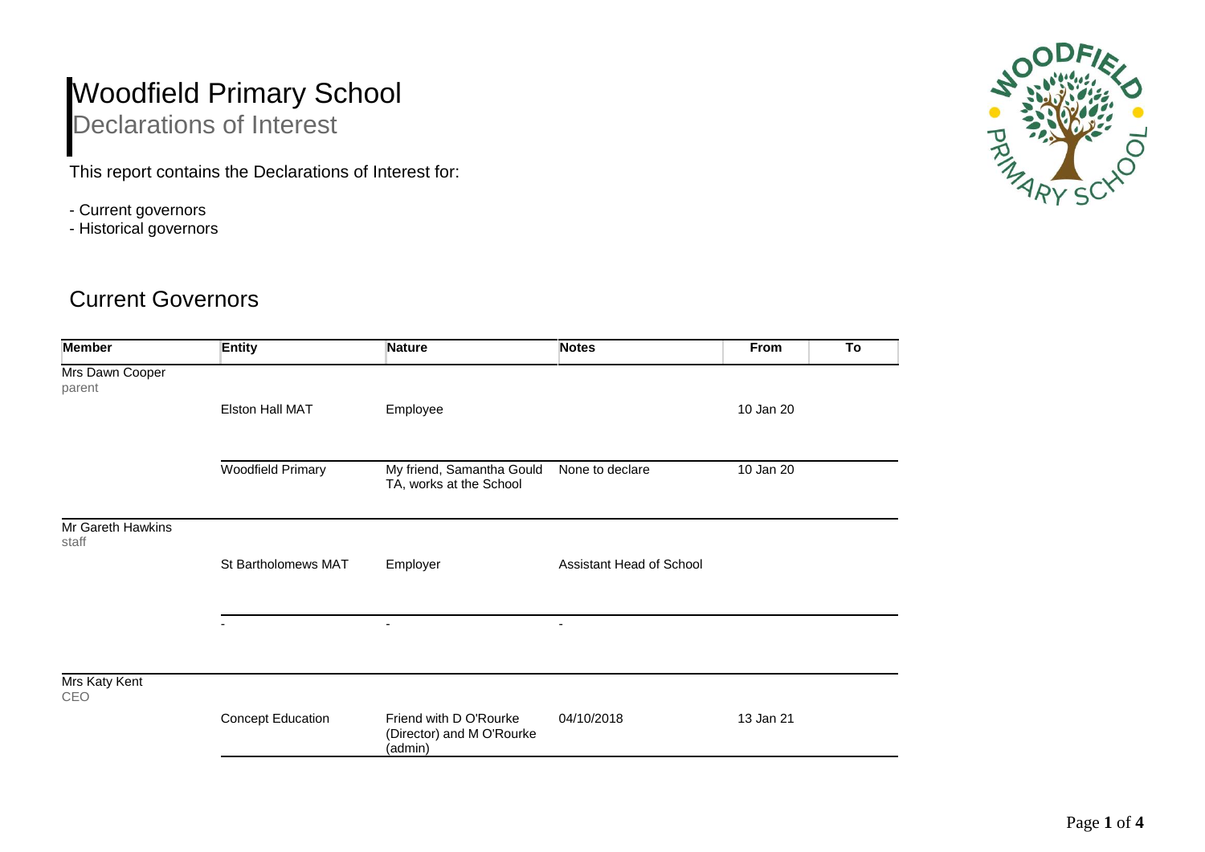# Woodfield Primary School

## Declarations of Interest

This report contains the Declarations of Interest for:

- Current governors
- Historical governors

## Current Governors

| Member | Entity | Nature | Notes | From | To |
|---|---|---|---|---|---|
| Mrs Dawn Cooper<br>parent | | | | | |
| | Elston Hall MAT | Employee | | 10 Jan 20 | |
| | Woodfield Primary | My friend, Samantha Gould TA, works at the School | None to declare | 10 Jan 20 | |
| Mr Gareth Hawkins<br>staff | | | | | |
| | St Bartholomews MAT | Employer | Assistant Head of School | | |
| | - | - | - | | |
| Mrs Katy Kent<br>CEO | | | | | |
| | Concept Education | Friend with D O'Rourke (Director) and M O'Rourke (admin) | 04/10/2018 | 13 Jan 21 | |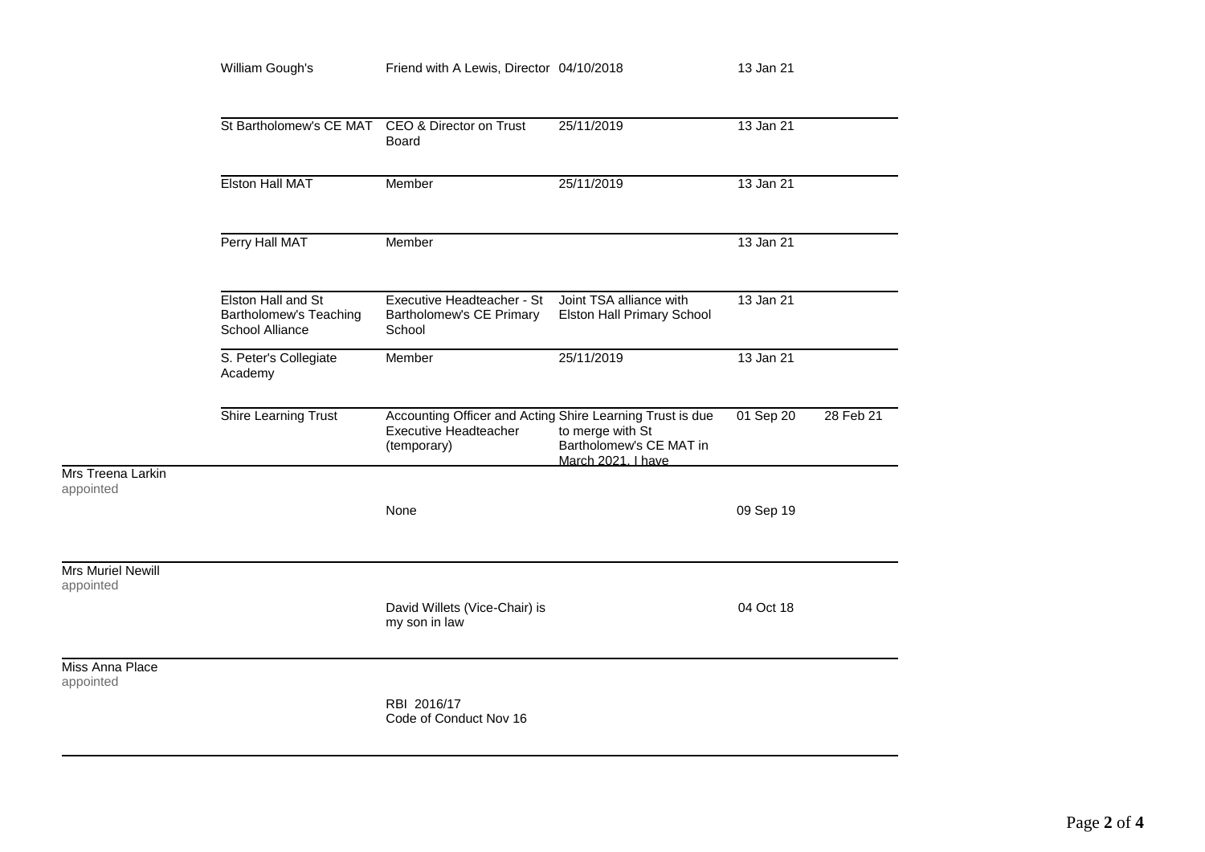| Name | Organisation | Nature of Interest | Details | From | To |
|---|---|---|---|---|---|
| | William Gough's | Friend with A Lewis, Director | 04/10/2018 | 13 Jan 21 | |
| | St Bartholomew's CE MAT | CEO & Director on Trust Board | 25/11/2019 | 13 Jan 21 | |
| | Elston Hall MAT | Member | 25/11/2019 | 13 Jan 21 | |
| | Perry Hall MAT | Member | | 13 Jan 21 | |
| | Elston Hall and St Bartholomew's Teaching School Alliance | Executive Headteacher - St Bartholomew's CE Primary School | Joint TSA alliance with Elston Hall Primary School | 13 Jan 21 | |
| | S. Peter's Collegiate Academy | Member | 25/11/2019 | 13 Jan 21 | |
| | Shire Learning Trust | Accounting Officer and Acting Executive Headteacher (temporary) | Shire Learning Trust is due to merge with St Bartholomew's CE MAT in March 2021. I have | 01 Sep 20 | 28 Feb 21 |
| Mrs Treena Larkin appointed | | None | | 09 Sep 19 | |
| Mrs Muriel Newill appointed | | David Willets (Vice-Chair) is my son in law | | 04 Oct 18 | |
| Miss Anna Place appointed | | RBI 2016/17<br>Code of Conduct Nov 16 | | | |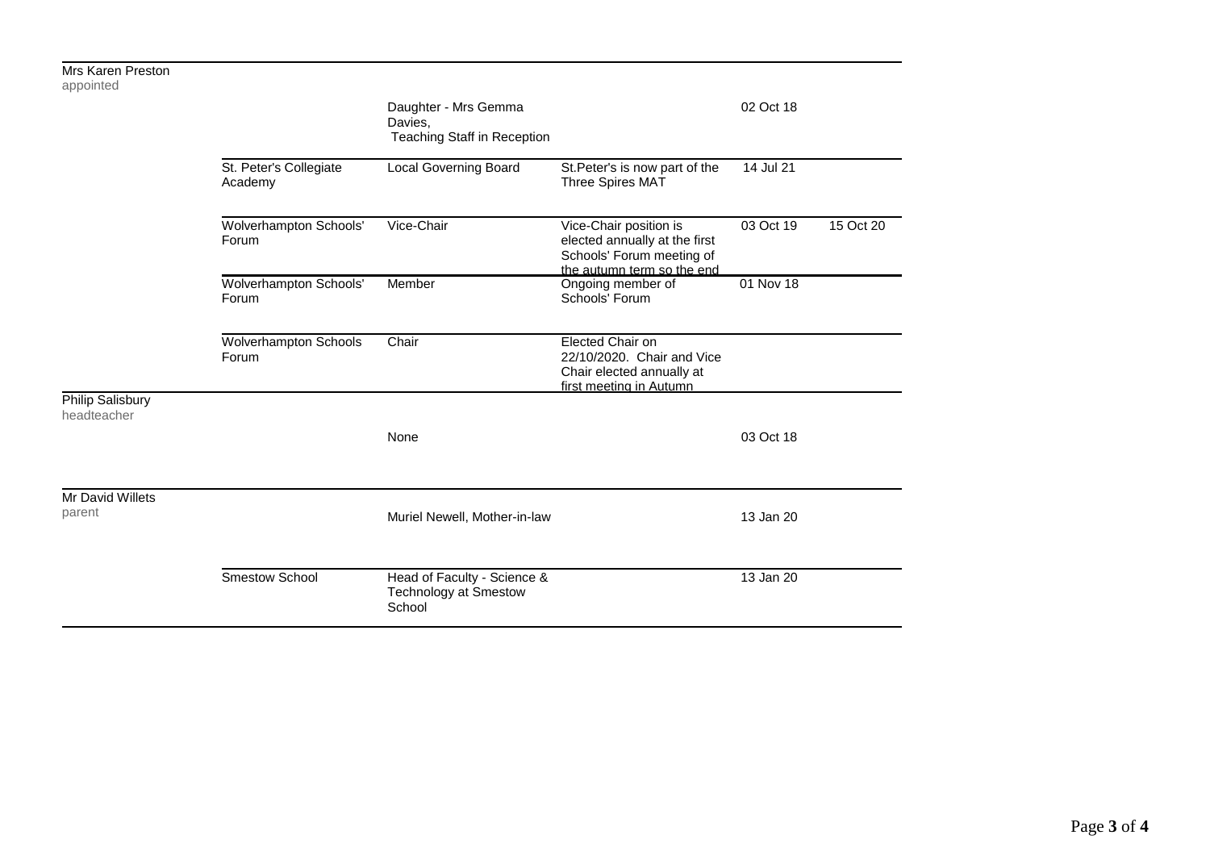| | | | | | |
|---|---|---|---|---|---|
| Mrs Karen Preston<br>appointed | | | | | |
| | | Daughter - Mrs Gemma Davies, Teaching Staff in Reception | | 02 Oct 18 | |
| | St. Peter's Collegiate Academy | Local Governing Board | St.Peter's is now part of the Three Spires MAT | 14 Jul 21 | |
| | Wolverhampton Schools' Forum | Vice-Chair | Vice-Chair position is elected annually at the first Schools' Forum meeting of the autumn term so the end | 03 Oct 19 | 15 Oct 20 |
| | Wolverhampton Schools' Forum | Member | Ongoing member of Schools' Forum | 01 Nov 18 | |
| | Wolverhampton Schools Forum | Chair | Elected Chair on 22/10/2020. Chair and Vice Chair elected annually at first meeting in Autumn | | |
| Philip Salisbury<br>headteacher | | | | | |
| | | None | | 03 Oct 18 | |
| Mr David Willets<br>parent | | Muriel Newell, Mother-in-law | | 13 Jan 20 | |
| | Smestow School | Head of Faculty - Science & Technology at Smestow School | | 13 Jan 20 | |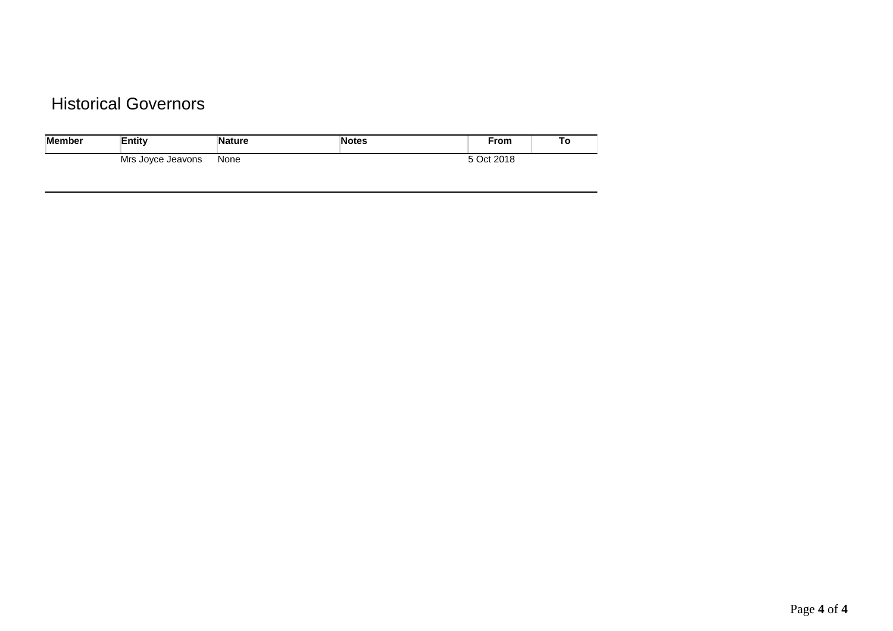# Historical Governors

| Member | Entity | Nature | Notes | From | To |
|---|---|---|---|---|---|
| | Mrs Joyce Jeavons | None | | 5 Oct 2018 | |